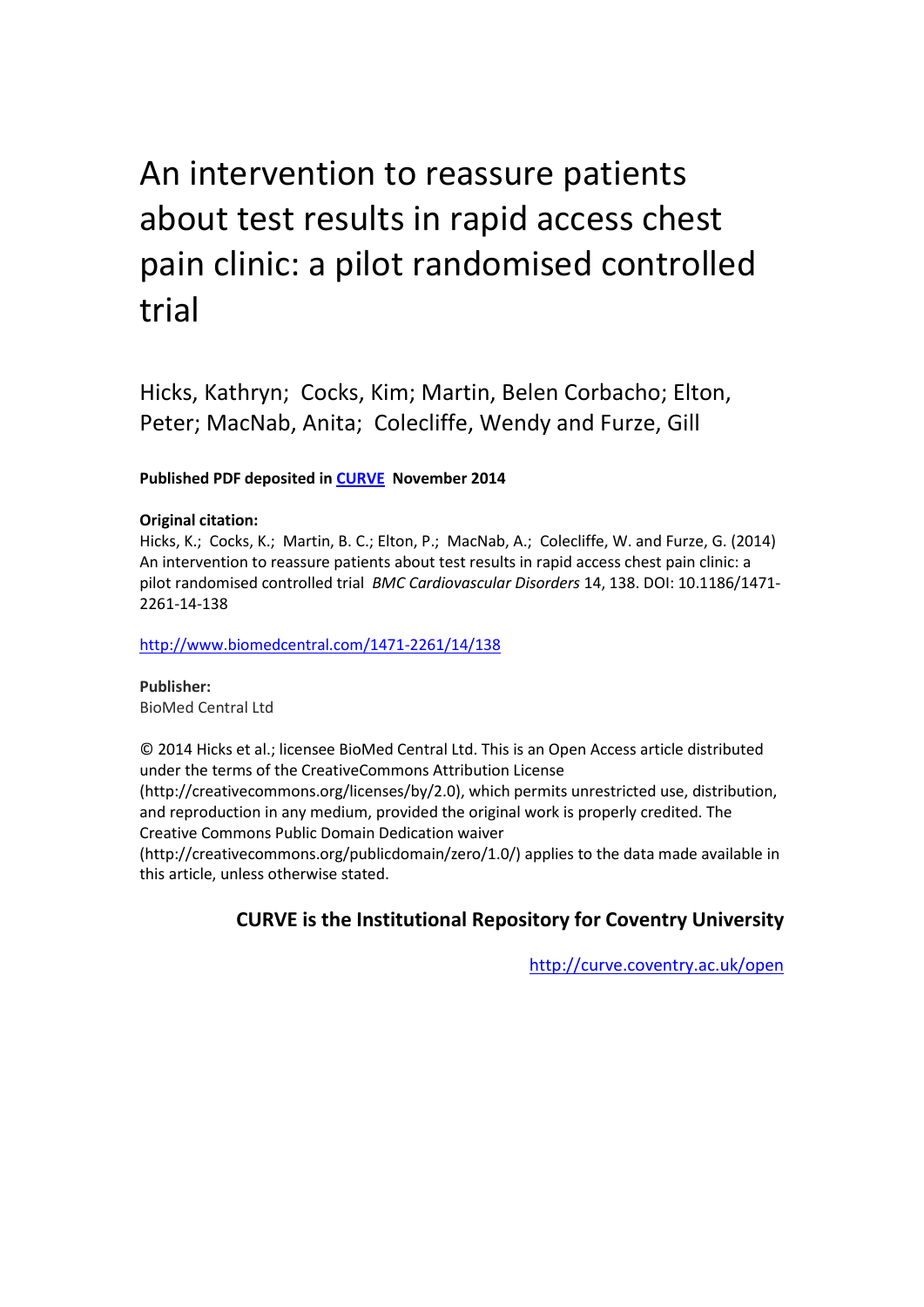# An intervention to reassure patients about test results in rapid access chest pain clinic: a pilot randomised controlled trial

Hicks, Kathryn; Cocks, Kim; Martin, Belen Corbacho; Elton, Peter; MacNab, Anita; Colecliffe, Wendy and Furze, Gill

**Published PDF deposited in [CURVE](http://curve.coventry.ac.uk/open) November 2014**

**Original citation:**
Hicks, K.; Cocks, K.; Martin, B. C.; Elton, P.; MacNab, A.; Colecliffe, W. and Furze, G. (2014) An intervention to reassure patients about test results in rapid access chest pain clinic: a pilot randomised controlled trial *BMC Cardiovascular Disorders* 14, 138. DOI: 10.1186/1471-2261-14-138

http://www.biomedcentral.com/1471-2261/14/138

**Publisher:**
BioMed Central Ltd

© 2014 Hicks et al.; licensee BioMed Central Ltd. This is an Open Access article distributed under the terms of the CreativeCommons Attribution License (http://creativecommons.org/licenses/by/2.0), which permits unrestricted use, distribution, and reproduction in any medium, provided the original work is properly credited. The Creative Commons Public Domain Dedication waiver (http://creativecommons.org/publicdomain/zero/1.0/) applies to the data made available in this article, unless otherwise stated.

**CURVE is the Institutional Repository for Coventry University**

http://curve.coventry.ac.uk/open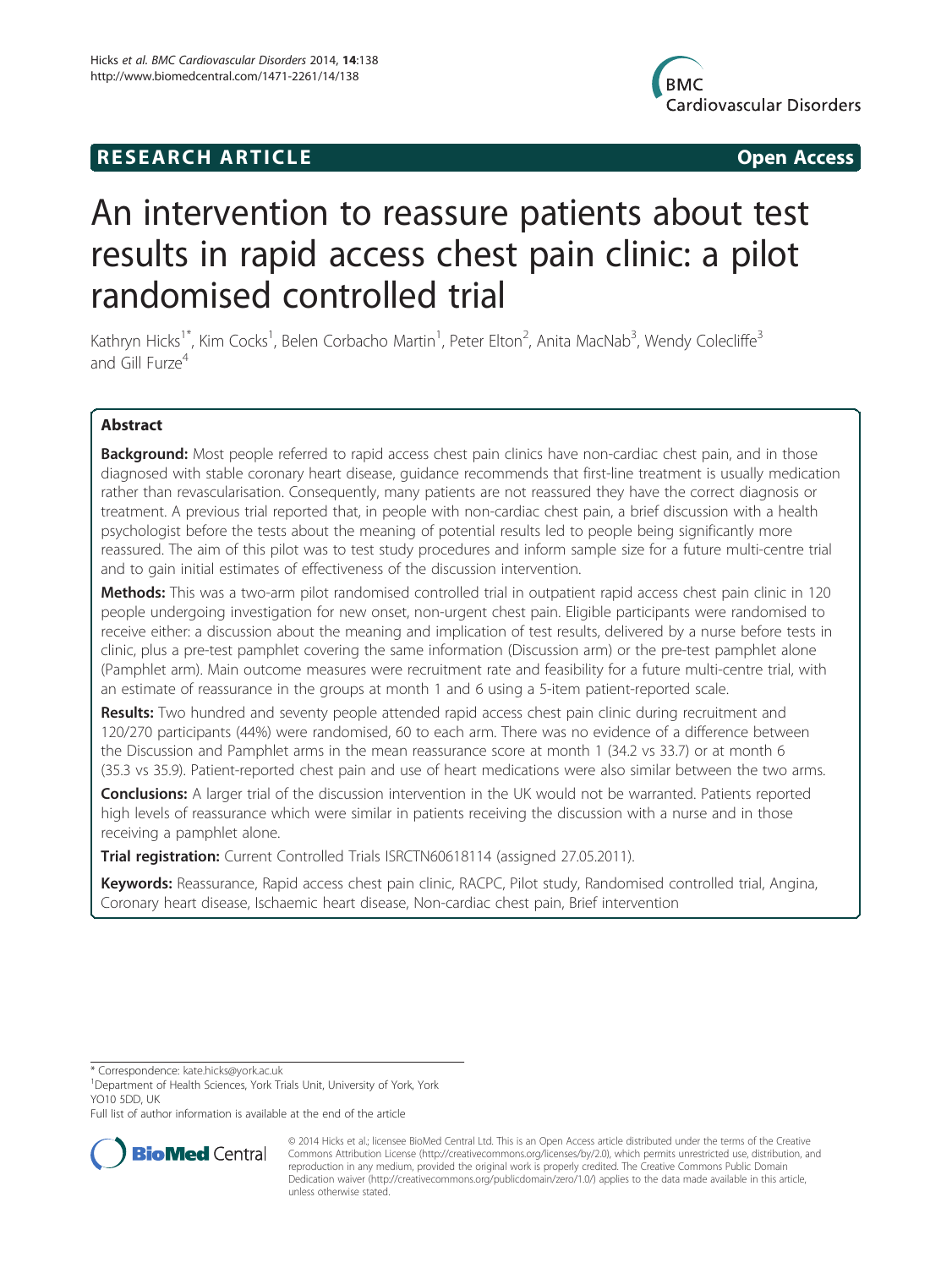## RESEARCH ARTICLE

**Open Access**

# An intervention to reassure patients about test results in rapid access chest pain clinic: a pilot randomised controlled trial

Kathryn Hicks[1*], Kim Cocks[1], Belen Corbacho Martin[1], Peter Elton[2], Anita MacNab[3], Wendy Colecliffe[3] and Gill Furze[4]

## Abstract

**Background:** Most people referred to rapid access chest pain clinics have non-cardiac chest pain, and in those diagnosed with stable coronary heart disease, guidance recommends that first-line treatment is usually medication rather than revascularisation. Consequently, many patients are not reassured they have the correct diagnosis or treatment. A previous trial reported that, in people with non-cardiac chest pain, a brief discussion with a health psychologist before the tests about the meaning of potential results led to people being significantly more reassured. The aim of this pilot was to test study procedures and inform sample size for a future multi-centre trial and to gain initial estimates of effectiveness of the discussion intervention.

**Methods:** This was a two-arm pilot randomised controlled trial in outpatient rapid access chest pain clinic in 120 people undergoing investigation for new onset, non-urgent chest pain. Eligible participants were randomised to receive either: a discussion about the meaning and implication of test results, delivered by a nurse before tests in clinic, plus a pre-test pamphlet covering the same information (Discussion arm) or the pre-test pamphlet alone (Pamphlet arm). Main outcome measures were recruitment rate and feasibility for a future multi-centre trial, with an estimate of reassurance in the groups at month 1 and 6 using a 5-item patient-reported scale.

**Results:** Two hundred and seventy people attended rapid access chest pain clinic during recruitment and 120/270 participants (44%) were randomised, 60 to each arm. There was no evidence of a difference between the Discussion and Pamphlet arms in the mean reassurance score at month 1 (34.2 vs 33.7) or at month 6 (35.3 vs 35.9). Patient-reported chest pain and use of heart medications were also similar between the two arms.

**Conclusions:** A larger trial of the discussion intervention in the UK would not be warranted. Patients reported high levels of reassurance which were similar in patients receiving the discussion with a nurse and in those receiving a pamphlet alone.

**Trial registration:** Current Controlled Trials ISRCTN60618114 (assigned 27.05.2011).

**Keywords:** Reassurance, Rapid access chest pain clinic, RACPC, Pilot study, Randomised controlled trial, Angina, Coronary heart disease, Ischaemic heart disease, Non-cardiac chest pain, Brief intervention

\* Correspondence: kate.hicks@york.ac.uk

[1]Department of Health Sciences, York Trials Unit, University of York, York YO10 5DD, UK

Full list of author information is available at the end of the article

© 2014 Hicks et al.; licensee BioMed Central Ltd. This is an Open Access article distributed under the terms of the Creative Commons Attribution License (http://creativecommons.org/licenses/by/2.0), which permits unrestricted use, distribution, and reproduction in any medium, provided the original work is properly credited. The Creative Commons Public Domain Dedication waiver (http://creativecommons.org/publicdomain/zero/1.0/) applies to the data made available in this article, unless otherwise stated.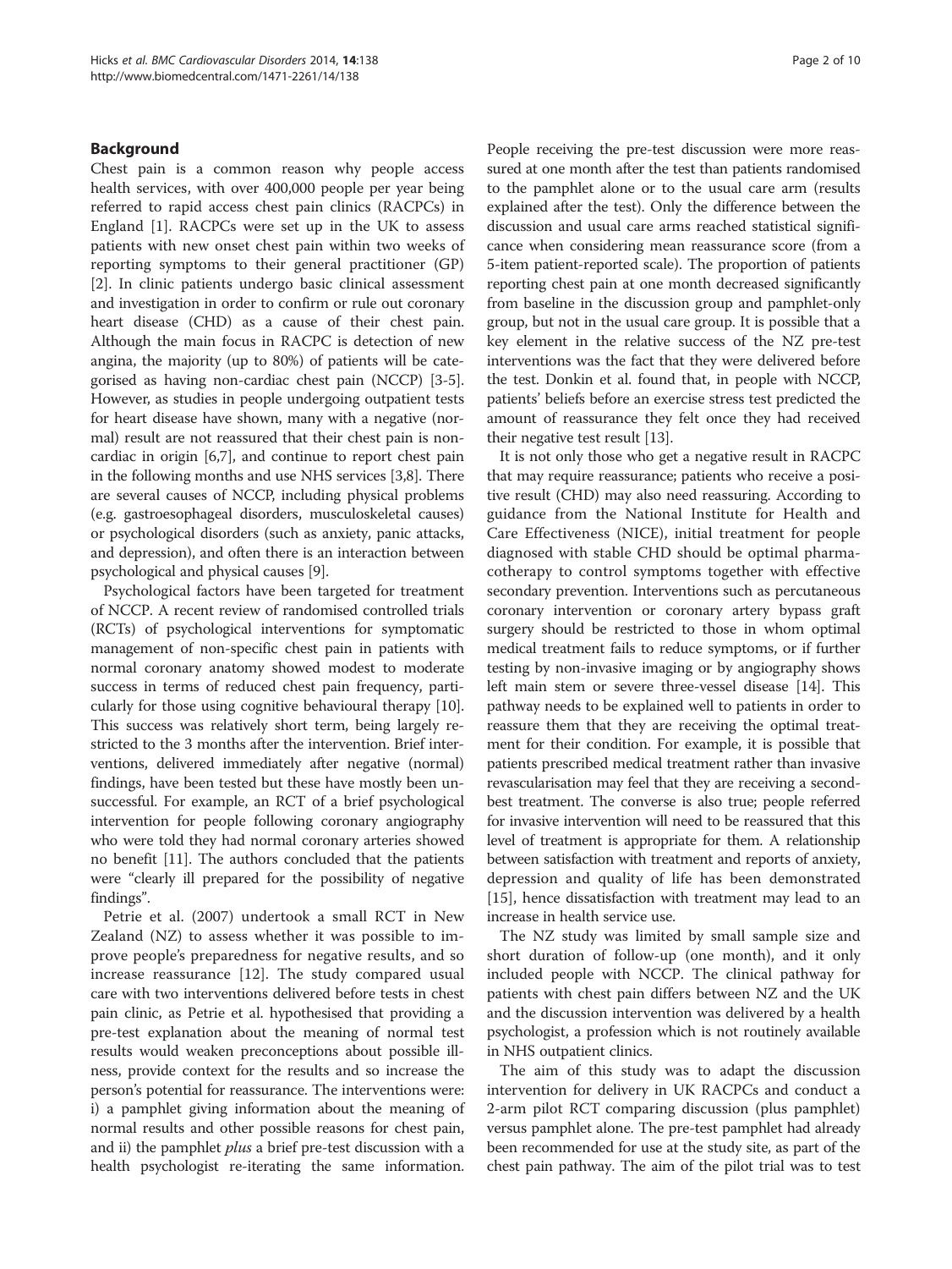## Background

Chest pain is a common reason why people access health services, with over 400,000 people per year being referred to rapid access chest pain clinics (RACPCs) in England [1]. RACPCs were set up in the UK to assess patients with new onset chest pain within two weeks of reporting symptoms to their general practitioner (GP) [2]. In clinic patients undergo basic clinical assessment and investigation in order to confirm or rule out coronary heart disease (CHD) as a cause of their chest pain. Although the main focus in RACPC is detection of new angina, the majority (up to 80%) of patients will be categorised as having non-cardiac chest pain (NCCP) [3-5]. However, as studies in people undergoing outpatient tests for heart disease have shown, many with a negative (normal) result are not reassured that their chest pain is non-cardiac in origin [6,7], and continue to report chest pain in the following months and use NHS services [3,8]. There are several causes of NCCP, including physical problems (e.g. gastroesophageal disorders, musculoskeletal causes) or psychological disorders (such as anxiety, panic attacks, and depression), and often there is an interaction between psychological and physical causes [9].

Psychological factors have been targeted for treatment of NCCP. A recent review of randomised controlled trials (RCTs) of psychological interventions for symptomatic management of non-specific chest pain in patients with normal coronary anatomy showed modest to moderate success in terms of reduced chest pain frequency, particularly for those using cognitive behavioural therapy [10]. This success was relatively short term, being largely restricted to the 3 months after the intervention. Brief interventions, delivered immediately after negative (normal) findings, have been tested but these have mostly been unsuccessful. For example, an RCT of a brief psychological intervention for people following coronary angiography who were told they had normal coronary arteries showed no benefit [11]. The authors concluded that the patients were "clearly ill prepared for the possibility of negative findings".

Petrie et al. (2007) undertook a small RCT in New Zealand (NZ) to assess whether it was possible to improve people's preparedness for negative results, and so increase reassurance [12]. The study compared usual care with two interventions delivered before tests in chest pain clinic, as Petrie et al. hypothesised that providing a pre-test explanation about the meaning of normal test results would weaken preconceptions about possible illness, provide context for the results and so increase the person's potential for reassurance. The interventions were: i) a pamphlet giving information about the meaning of normal results and other possible reasons for chest pain, and ii) the pamphlet *plus* a brief pre-test discussion with a health psychologist re-iterating the same information. People receiving the pre-test discussion were more reassured at one month after the test than patients randomised to the pamphlet alone or to the usual care arm (results explained after the test). Only the difference between the discussion and usual care arms reached statistical significance when considering mean reassurance score (from a 5-item patient-reported scale). The proportion of patients reporting chest pain at one month decreased significantly from baseline in the discussion group and pamphlet-only group, but not in the usual care group. It is possible that a key element in the relative success of the NZ pre-test interventions was the fact that they were delivered before the test. Donkin et al. found that, in people with NCCP, patients' beliefs before an exercise stress test predicted the amount of reassurance they felt once they had received their negative test result [13].

It is not only those who get a negative result in RACPC that may require reassurance; patients who receive a positive result (CHD) may also need reassuring. According to guidance from the National Institute for Health and Care Effectiveness (NICE), initial treatment for people diagnosed with stable CHD should be optimal pharmacotherapy to control symptoms together with effective secondary prevention. Interventions such as percutaneous coronary intervention or coronary artery bypass graft surgery should be restricted to those in whom optimal medical treatment fails to reduce symptoms, or if further testing by non-invasive imaging or by angiography shows left main stem or severe three-vessel disease [14]. This pathway needs to be explained well to patients in order to reassure them that they are receiving the optimal treatment for their condition. For example, it is possible that patients prescribed medical treatment rather than invasive revascularisation may feel that they are receiving a second-best treatment. The converse is also true; people referred for invasive intervention will need to be reassured that this level of treatment is appropriate for them. A relationship between satisfaction with treatment and reports of anxiety, depression and quality of life has been demonstrated [15], hence dissatisfaction with treatment may lead to an increase in health service use.

The NZ study was limited by small sample size and short duration of follow-up (one month), and it only included people with NCCP. The clinical pathway for patients with chest pain differs between NZ and the UK and the discussion intervention was delivered by a health psychologist, a profession which is not routinely available in NHS outpatient clinics.

The aim of this study was to adapt the discussion intervention for delivery in UK RACPCs and conduct a 2-arm pilot RCT comparing discussion (plus pamphlet) versus pamphlet alone. The pre-test pamphlet had already been recommended for use at the study site, as part of the chest pain pathway. The aim of the pilot trial was to test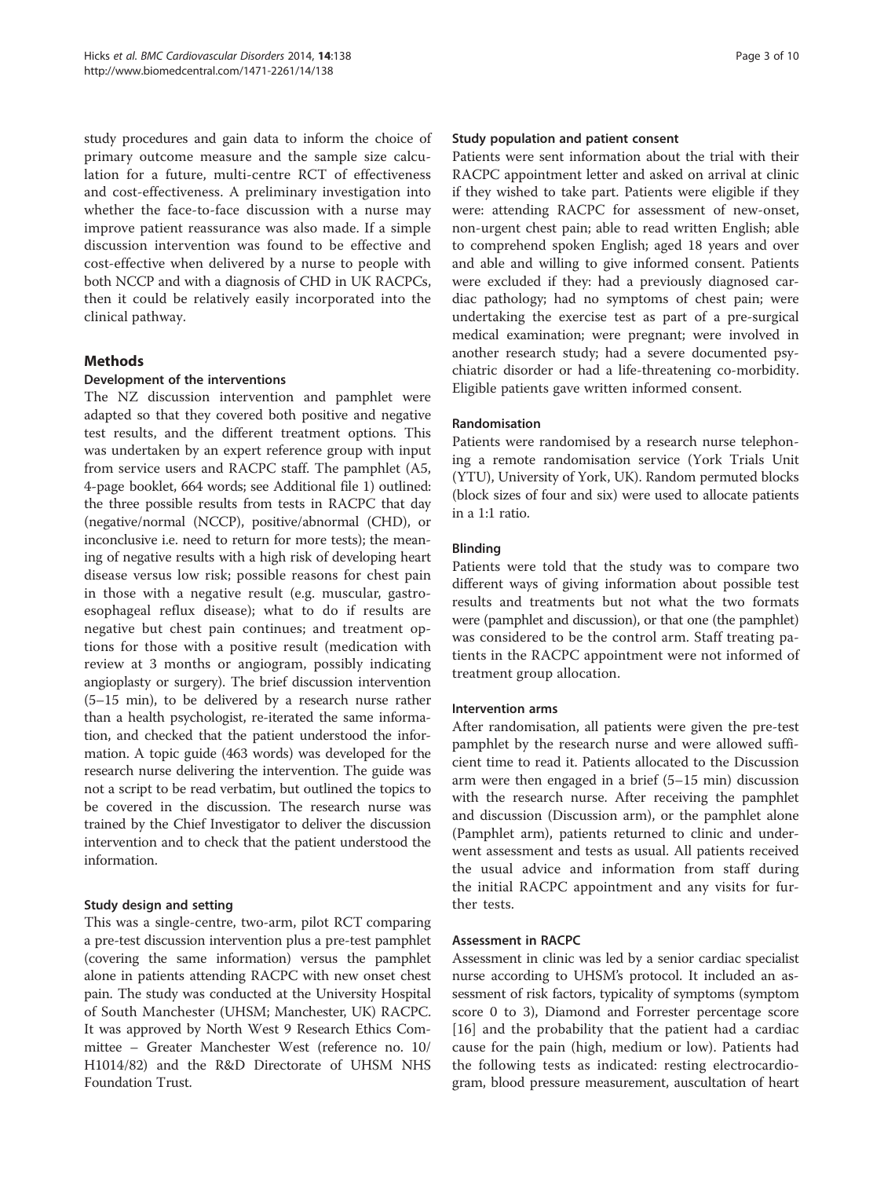study procedures and gain data to inform the choice of primary outcome measure and the sample size calculation for a future, multi-centre RCT of effectiveness and cost-effectiveness. A preliminary investigation into whether the face-to-face discussion with a nurse may improve patient reassurance was also made. If a simple discussion intervention was found to be effective and cost-effective when delivered by a nurse to people with both NCCP and with a diagnosis of CHD in UK RACPCs, then it could be relatively easily incorporated into the clinical pathway.

## Methods

### Development of the interventions

The NZ discussion intervention and pamphlet were adapted so that they covered both positive and negative test results, and the different treatment options. This was undertaken by an expert reference group with input from service users and RACPC staff. The pamphlet (A5, 4-page booklet, 664 words; see Additional file 1) outlined: the three possible results from tests in RACPC that day (negative/normal (NCCP), positive/abnormal (CHD), or inconclusive i.e. need to return for more tests); the meaning of negative results with a high risk of developing heart disease versus low risk; possible reasons for chest pain in those with a negative result (e.g. muscular, gastro-esophageal reflux disease); what to do if results are negative but chest pain continues; and treatment options for those with a positive result (medication with review at 3 months or angiogram, possibly indicating angioplasty or surgery). The brief discussion intervention (5–15 min), to be delivered by a research nurse rather than a health psychologist, re-iterated the same information, and checked that the patient understood the information. A topic guide (463 words) was developed for the research nurse delivering the intervention. The guide was not a script to be read verbatim, but outlined the topics to be covered in the discussion. The research nurse was trained by the Chief Investigator to deliver the discussion intervention and to check that the patient understood the information.

### Study design and setting

This was a single-centre, two-arm, pilot RCT comparing a pre-test discussion intervention plus a pre-test pamphlet (covering the same information) versus the pamphlet alone in patients attending RACPC with new onset chest pain. The study was conducted at the University Hospital of South Manchester (UHSM; Manchester, UK) RACPC. It was approved by North West 9 Research Ethics Committee – Greater Manchester West (reference no. 10/H1014/82) and the R&D Directorate of UHSM NHS Foundation Trust.

### Study population and patient consent

Patients were sent information about the trial with their RACPC appointment letter and asked on arrival at clinic if they wished to take part. Patients were eligible if they were: attending RACPC for assessment of new-onset, non-urgent chest pain; able to read written English; able to comprehend spoken English; aged 18 years and over and able and willing to give informed consent. Patients were excluded if they: had a previously diagnosed cardiac pathology; had no symptoms of chest pain; were undertaking the exercise test as part of a pre-surgical medical examination; were pregnant; were involved in another research study; had a severe documented psychiatric disorder or had a life-threatening co-morbidity. Eligible patients gave written informed consent.

### Randomisation

Patients were randomised by a research nurse telephoning a remote randomisation service (York Trials Unit (YTU), University of York, UK). Random permuted blocks (block sizes of four and six) were used to allocate patients in a 1:1 ratio.

### Blinding

Patients were told that the study was to compare two different ways of giving information about possible test results and treatments but not what the two formats were (pamphlet and discussion), or that one (the pamphlet) was considered to be the control arm. Staff treating patients in the RACPC appointment were not informed of treatment group allocation.

### Intervention arms

After randomisation, all patients were given the pre-test pamphlet by the research nurse and were allowed sufficient time to read it. Patients allocated to the Discussion arm were then engaged in a brief (5–15 min) discussion with the research nurse. After receiving the pamphlet and discussion (Discussion arm), or the pamphlet alone (Pamphlet arm), patients returned to clinic and underwent assessment and tests as usual. All patients received the usual advice and information from staff during the initial RACPC appointment and any visits for further tests.

### Assessment in RACPC

Assessment in clinic was led by a senior cardiac specialist nurse according to UHSM's protocol. It included an assessment of risk factors, typicality of symptoms (symptom score 0 to 3), Diamond and Forrester percentage score [16] and the probability that the patient had a cardiac cause for the pain (high, medium or low). Patients had the following tests as indicated: resting electrocardiogram, blood pressure measurement, auscultation of heart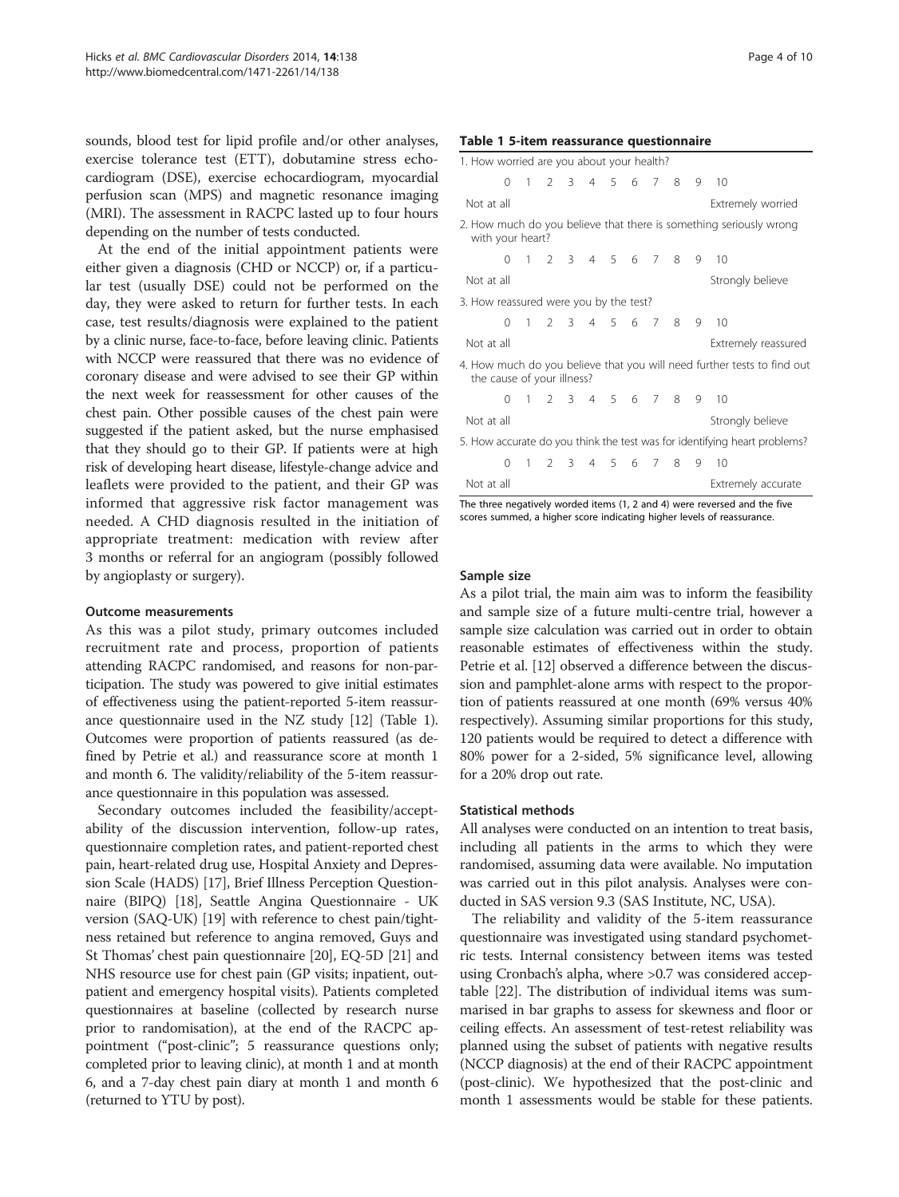sounds, blood test for lipid profile and/or other analyses, exercise tolerance test (ETT), dobutamine stress echocardiogram (DSE), exercise echocardiogram, myocardial perfusion scan (MPS) and magnetic resonance imaging (MRI). The assessment in RACPC lasted up to four hours depending on the number of tests conducted.

At the end of the initial appointment patients were either given a diagnosis (CHD or NCCP) or, if a particular test (usually DSE) could not be performed on the day, they were asked to return for further tests. In each case, test results/diagnosis were explained to the patient by a clinic nurse, face-to-face, before leaving clinic. Patients with NCCP were reassured that there was no evidence of coronary disease and were advised to see their GP within the next week for reassessment for other causes of the chest pain. Other possible causes of the chest pain were suggested if the patient asked, but the nurse emphasised that they should go to their GP. If patients were at high risk of developing heart disease, lifestyle-change advice and leaflets were provided to the patient, and their GP was informed that aggressive risk factor management was needed. A CHD diagnosis resulted in the initiation of appropriate treatment: medication with review after 3 months or referral for an angiogram (possibly followed by angioplasty or surgery).

### Outcome measurements

As this was a pilot study, primary outcomes included recruitment rate and process, proportion of patients attending RACPC randomised, and reasons for non-participation. The study was powered to give initial estimates of effectiveness using the patient-reported 5-item reassurance questionnaire used in the NZ study [12] (Table 1). Outcomes were proportion of patients reassured (as defined by Petrie et al.) and reassurance score at month 1 and month 6. The validity/reliability of the 5-item reassurance questionnaire in this population was assessed.

Secondary outcomes included the feasibility/acceptability of the discussion intervention, follow-up rates, questionnaire completion rates, and patient-reported chest pain, heart-related drug use, Hospital Anxiety and Depression Scale (HADS) [17], Brief Illness Perception Questionnaire (BIPQ) [18], Seattle Angina Questionnaire - UK version (SAQ-UK) [19] with reference to chest pain/tightness retained but reference to angina removed, Guys and St Thomas' chest pain questionnaire [20], EQ-5D [21] and NHS resource use for chest pain (GP visits; inpatient, outpatient and emergency hospital visits). Patients completed questionnaires at baseline (collected by research nurse prior to randomisation), at the end of the RACPC appointment ("post-clinic"; 5 reassurance questions only; completed prior to leaving clinic), at month 1 and at month 6, and a 7-day chest pain diary at month 1 and month 6 (returned to YTU by post).

**Table 1 5-item reassurance questionnaire**

1. How worried are you about your health?

| 0 | 1 | 2 | 3 | 4 | 5 | 6 | 7 | 8 | 9 | 10 |
|---|---|---|---|---|---|---|---|---|---|---|
| Not at all | | | | | | | | | | Extremely worried |

2. How much do you believe that there is something seriously wrong with your heart?

| 0 | 1 | 2 | 3 | 4 | 5 | 6 | 7 | 8 | 9 | 10 |
|---|---|---|---|---|---|---|---|---|---|---|
| Not at all | | | | | | | | | | Strongly believe |

3. How reassured were you by the test?

| 0 | 1 | 2 | 3 | 4 | 5 | 6 | 7 | 8 | 9 | 10 |
|---|---|---|---|---|---|---|---|---|---|---|
| Not at all | | | | | | | | | | Extremely reassured |

4. How much do you believe that you will need further tests to find out the cause of your illness?

| 0 | 1 | 2 | 3 | 4 | 5 | 6 | 7 | 8 | 9 | 10 |
|---|---|---|---|---|---|---|---|---|---|---|
| Not at all | | | | | | | | | | Strongly believe |

5. How accurate do you think the test was for identifying heart problems?

| 0 | 1 | 2 | 3 | 4 | 5 | 6 | 7 | 8 | 9 | 10 |
|---|---|---|---|---|---|---|---|---|---|---|
| Not at all | | | | | | | | | | Extremely accurate |

The three negatively worded items (1, 2 and 4) were reversed and the five scores summed, a higher score indicating higher levels of reassurance.

### Sample size

As a pilot trial, the main aim was to inform the feasibility and sample size of a future multi-centre trial, however a sample size calculation was carried out in order to obtain reasonable estimates of effectiveness within the study. Petrie et al. [12] observed a difference between the discussion and pamphlet-alone arms with respect to the proportion of patients reassured at one month (69% versus 40% respectively). Assuming similar proportions for this study, 120 patients would be required to detect a difference with 80% power for a 2-sided, 5% significance level, allowing for a 20% drop out rate.

### Statistical methods

All analyses were conducted on an intention to treat basis, including all patients in the arms to which they were randomised, assuming data were available. No imputation was carried out in this pilot analysis. Analyses were conducted in SAS version 9.3 (SAS Institute, NC, USA).

The reliability and validity of the 5-item reassurance questionnaire was investigated using standard psychometric tests. Internal consistency between items was tested using Cronbach's alpha, where >0.7 was considered acceptable [22]. The distribution of individual items was summarised in bar graphs to assess for skewness and floor or ceiling effects. An assessment of test-retest reliability was planned using the subset of patients with negative results (NCCP diagnosis) at the end of their RACPC appointment (post-clinic). We hypothesized that the post-clinic and month 1 assessments would be stable for these patients.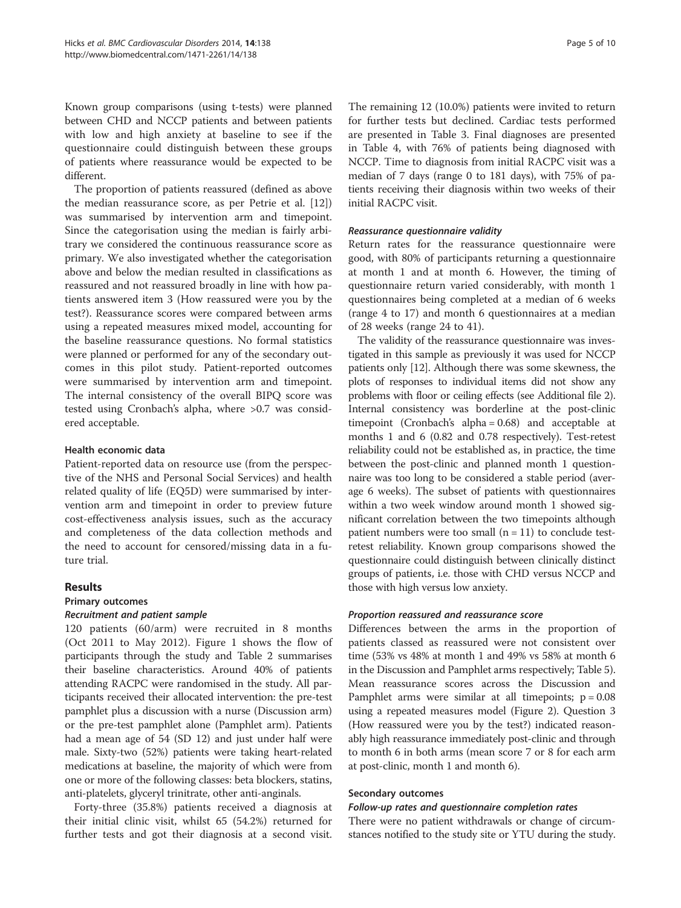Known group comparisons (using t-tests) were planned between CHD and NCCP patients and between patients with low and high anxiety at baseline to see if the questionnaire could distinguish between these groups of patients where reassurance would be expected to be different.

The proportion of patients reassured (defined as above the median reassurance score, as per Petrie et al. [12]) was summarised by intervention arm and timepoint. Since the categorisation using the median is fairly arbitrary we considered the continuous reassurance score as primary. We also investigated whether the categorisation above and below the median resulted in classifications as reassured and not reassured broadly in line with how patients answered item 3 (How reassured were you by the test?). Reassurance scores were compared between arms using a repeated measures mixed model, accounting for the baseline reassurance questions. No formal statistics were planned or performed for any of the secondary outcomes in this pilot study. Patient-reported outcomes were summarised by intervention arm and timepoint. The internal consistency of the overall BIPQ score was tested using Cronbach's alpha, where >0.7 was considered acceptable.

#### Health economic data

Patient-reported data on resource use (from the perspective of the NHS and Personal Social Services) and health related quality of life (EQ5D) were summarised by intervention arm and timepoint in order to preview future cost-effectiveness analysis issues, such as the accuracy and completeness of the data collection methods and the need to account for censored/missing data in a future trial.

## Results

### Primary outcomes

#### *Recruitment and patient sample*

120 patients (60/arm) were recruited in 8 months (Oct 2011 to May 2012). Figure 1 shows the flow of participants through the study and Table 2 summarises their baseline characteristics. Around 40% of patients attending RACPC were randomised in the study. All participants received their allocated intervention: the pre-test pamphlet plus a discussion with a nurse (Discussion arm) or the pre-test pamphlet alone (Pamphlet arm). Patients had a mean age of 54 (SD 12) and just under half were male. Sixty-two (52%) patients were taking heart-related medications at baseline, the majority of which were from one or more of the following classes: beta blockers, statins, anti-platelets, glyceryl trinitrate, other anti-anginals.

Forty-three (35.8%) patients received a diagnosis at their initial clinic visit, whilst 65 (54.2%) returned for further tests and got their diagnosis at a second visit. The remaining 12 (10.0%) patients were invited to return for further tests but declined. Cardiac tests performed are presented in Table 3. Final diagnoses are presented in Table 4, with 76% of patients being diagnosed with NCCP. Time to diagnosis from initial RACPC visit was a median of 7 days (range 0 to 181 days), with 75% of patients receiving their diagnosis within two weeks of their initial RACPC visit.

#### *Reassurance questionnaire validity*

Return rates for the reassurance questionnaire were good, with 80% of participants returning a questionnaire at month 1 and at month 6. However, the timing of questionnaire return varied considerably, with month 1 questionnaires being completed at a median of 6 weeks (range 4 to 17) and month 6 questionnaires at a median of 28 weeks (range 24 to 41).

The validity of the reassurance questionnaire was investigated in this sample as previously it was used for NCCP patients only [12]. Although there was some skewness, the plots of responses to individual items did not show any problems with floor or ceiling effects (see Additional file 2). Internal consistency was borderline at the post-clinic timepoint (Cronbach's alpha = 0.68) and acceptable at months 1 and 6 (0.82 and 0.78 respectively). Test-retest reliability could not be established as, in practice, the time between the post-clinic and planned month 1 questionnaire was too long to be considered a stable period (average 6 weeks). The subset of patients with questionnaires within a two week window around month 1 showed significant correlation between the two timepoints although patient numbers were too small ($n = 11$) to conclude test-retest reliability. Known group comparisons showed the questionnaire could distinguish between clinically distinct groups of patients, i.e. those with CHD versus NCCP and those with high versus low anxiety.

#### *Proportion reassured and reassurance score*

Differences between the arms in the proportion of patients classed as reassured were not consistent over time (53% vs 48% at month 1 and 49% vs 58% at month 6 in the Discussion and Pamphlet arms respectively; Table 5). Mean reassurance scores across the Discussion and Pamphlet arms were similar at all timepoints; $p = 0.08$ using a repeated measures model (Figure 2). Question 3 (How reassured were you by the test?) indicated reasonably high reassurance immediately post-clinic and through to month 6 in both arms (mean score 7 or 8 for each arm at post-clinic, month 1 and month 6).

### Secondary outcomes

#### *Follow-up rates and questionnaire completion rates*

There were no patient withdrawals or change of circumstances notified to the study site or YTU during the study.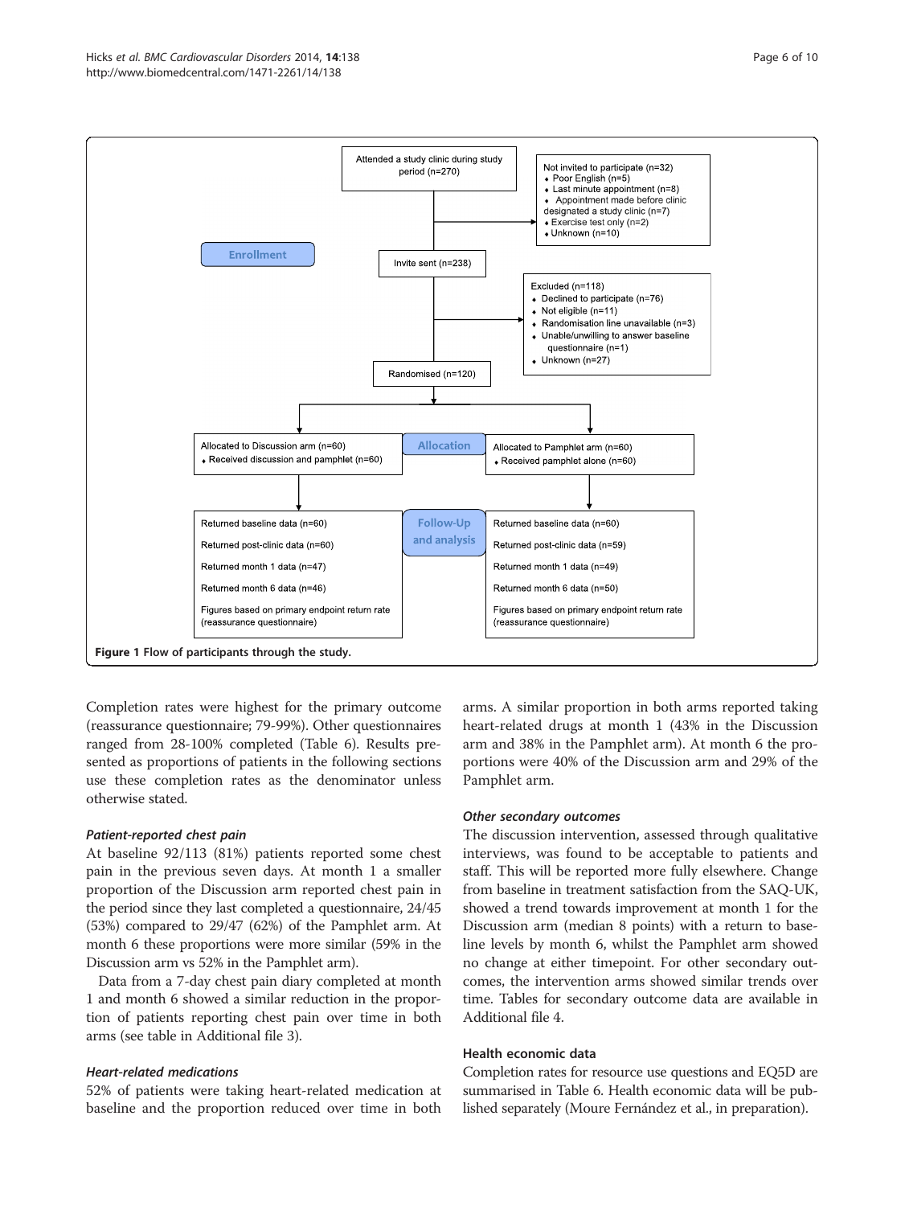Enrollment

Attended a study clinic during study period (n=270)

Not invited to participate (n=32)
- Poor English (n=5)
- Last minute appointment (n=8)
- Appointment made before clinic designated a study clinic (n=7)
- Exercise test only (n=2)
- Unknown (n=10)

Invite sent (n=238)

Excluded (n=118)
- Declined to participate (n=76)
- Not eligible (n=11)
- Randomisation line unavailable (n=3)
- Unable/unwilling to answer baseline questionnaire (n=1)
- Unknown (n=27)

Randomised (n=120)

Allocation

| Allocated to Discussion arm (n=60) | Allocated to Pamphlet arm (n=60) |
| --- | --- |
| Received discussion and pamphlet (n=60) | Received pamphlet alone (n=60) |

Follow-Up and analysis

| Discussion arm | Pamphlet arm |
| --- | --- |
| Returned baseline data (n=60) | Returned baseline data (n=60) |
| Returned post-clinic data (n=60) | Returned post-clinic data (n=59) |
| Returned month 1 data (n=47) | Returned month 1 data (n=49) |
| Returned month 6 data (n=46) | Returned month 6 data (n=50) |
| Figures based on primary endpoint return rate (reassurance questionnaire) | Figures based on primary endpoint return rate (reassurance questionnaire) |

**Figure 1** Flow of participants through the study.

Completion rates were highest for the primary outcome (reassurance questionnaire; 79-99%). Other questionnaires ranged from 28-100% completed (Table 6). Results presented as proportions of patients in the following sections use these completion rates as the denominator unless otherwise stated.

### *Patient-reported chest pain*

At baseline 92/113 (81%) patients reported some chest pain in the previous seven days. At month 1 a smaller proportion of the Discussion arm reported chest pain in the period since they last completed a questionnaire, 24/45 (53%) compared to 29/47 (62%) of the Pamphlet arm. At month 6 these proportions were more similar (59% in the Discussion arm vs 52% in the Pamphlet arm).

Data from a 7-day chest pain diary completed at month 1 and month 6 showed a similar reduction in the proportion of patients reporting chest pain over time in both arms (see table in Additional file 3).

### *Heart-related medications*

52% of patients were taking heart-related medication at baseline and the proportion reduced over time in both arms. A similar proportion in both arms reported taking heart-related drugs at month 1 (43% in the Discussion arm and 38% in the Pamphlet arm). At month 6 the proportions were 40% of the Discussion arm and 29% of the Pamphlet arm.

### *Other secondary outcomes*

The discussion intervention, assessed through qualitative interviews, was found to be acceptable to patients and staff. This will be reported more fully elsewhere. Change from baseline in treatment satisfaction from the SAQ-UK, showed a trend towards improvement at month 1 for the Discussion arm (median 8 points) with a return to baseline levels by month 6, whilst the Pamphlet arm showed no change at either timepoint. For other secondary outcomes, the intervention arms showed similar trends over time. Tables for secondary outcome data are available in Additional file 4.

## Health economic data

Completion rates for resource use questions and EQ5D are summarised in Table 6. Health economic data will be published separately (Moure Fernández et al., in preparation).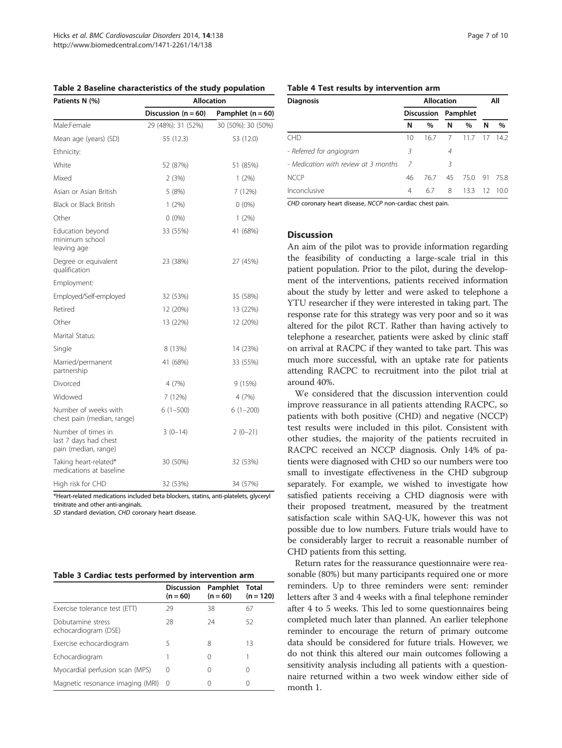**Table 2 Baseline characteristics of the study population**

| Patients N (%) | Allocation | |
|---|---|---|
| | Discussion (n = 60) | Pamphlet (n = 60) |
| Male:Female | 29 (48%): 31 (52%) | 30 (50%): 30 (50%) |
| Mean age (years) (SD) | 55 (12.3) | 53 (12.0) |
| Ethnicity: | | |
| White | 52 (87%) | 51 (85%) |
| Mixed | 2 (3%) | 1 (2%) |
| Asian or Asian British | 5 (8%) | 7 (12%) |
| Black or Black British | 1 (2%) | 0 (0%) |
| Other | 0 (0%) | 1 (2%) |
| Education beyond minimum school leaving age | 33 (55%) | 41 (68%) |
| Degree or equivalent qualification | 23 (38%) | 27 (45%) |
| Employment: | | |
| Employed/Self-employed | 32 (53%) | 35 (58%) |
| Retired | 12 (20%) | 13 (22%) |
| Other | 13 (22%) | 12 (20%) |
| Marital Status: | | |
| Single | 8 (13%) | 14 (23%) |
| Married/permanent partnership | 41 (68%) | 33 (55%) |
| Divorced | 4 (7%) | 9 (15%) |
| Widowed | 7 (12%) | 4 (7%) |
| Number of weeks with chest pain (median, range) | 6 (1–500) | 6 (1–200) |
| Number of times in last 7 days had chest pain (median, range) | 3 (0–14) | 2 (0–21) |
| Taking heart-related* medications at baseline | 30 (50%) | 32 (53%) |
| High risk for CHD | 32 (53%) | 34 (57%) |

*Heart-related medications included beta blockers, statins, anti-platelets, glyceryl trinitrate and other anti-anginals.
*SD* standard deviation, *CHD* coronary heart disease.

**Table 3 Cardiac tests performed by intervention arm**

| | Discussion (n = 60) | Pamphlet (n = 60) | Total (n = 120) |
|---|---|---|---|
| Exercise tolerance test (ETT) | 29 | 38 | 67 |
| Dobutamine stress echocardiogram (DSE) | 28 | 24 | 52 |
| Exercise echocardiogram | 5 | 8 | 13 |
| Echocardiogram | 1 | 0 | 1 |
| Myocardial perfusion scan (MPS) | 0 | 0 | 0 |
| Magnetic resonance imaging (MRI) | 0 | 0 | 0 |

**Table 4 Test results by intervention arm**

| Diagnosis | Allocation | | | | All | |
|---|---|---|---|---|---|---|
| | Discussion | | Pamphlet | | | |
| | N | % | N | % | N | % |
| CHD | 10 | 16.7 | 7 | 11.7 | 17 | 14.2 |
| *- Referred for angiogram* | *3* | | *4* | | | |
| *- Medication with review at 3 months* | *7* | | *3* | | | |
| NCCP | 46 | 76.7 | 45 | 75.0 | 91 | 75.8 |
| Inconclusive | 4 | 6.7 | 8 | 13.3 | 12 | 10.0 |

*CHD* coronary heart disease, *NCCP* non-cardiac chest pain.

## Discussion

An aim of the pilot was to provide information regarding the feasibility of conducting a large-scale trial in this patient population. Prior to the pilot, during the development of the interventions, patients received information about the study by letter and were asked to telephone a YTU researcher if they were interested in taking part. The response rate for this strategy was very poor and so it was altered for the pilot RCT. Rather than having actively to telephone a researcher, patients were asked by clinic staff on arrival at RACPC if they wanted to take part. This was much more successful, with an uptake rate for patients attending RACPC to recruitment into the pilot trial at around 40%.

We considered that the discussion intervention could improve reassurance in all patients attending RACPC, so patients with both positive (CHD) and negative (NCCP) test results were included in this pilot. Consistent with other studies, the majority of the patients recruited in RACPC received an NCCP diagnosis. Only 14% of patients were diagnosed with CHD so our numbers were too small to investigate effectiveness in the CHD subgroup separately. For example, we wished to investigate how satisfied patients receiving a CHD diagnosis were with their proposed treatment, measured by the treatment satisfaction scale within SAQ-UK, however this was not possible due to low numbers. Future trials would have to be considerably larger to recruit a reasonable number of CHD patients from this setting.

Return rates for the reassurance questionnaire were reasonable (80%) but many participants required one or more reminders. Up to three reminders were sent: reminder letters after 3 and 4 weeks with a final telephone reminder after 4 to 5 weeks. This led to some questionnaires being completed much later than planned. An earlier telephone reminder to encourage the return of primary outcome data should be considered for future trials. However, we do not think this altered our main outcomes following a sensitivity analysis including all patients with a questionnaire returned within a two week window either side of month 1.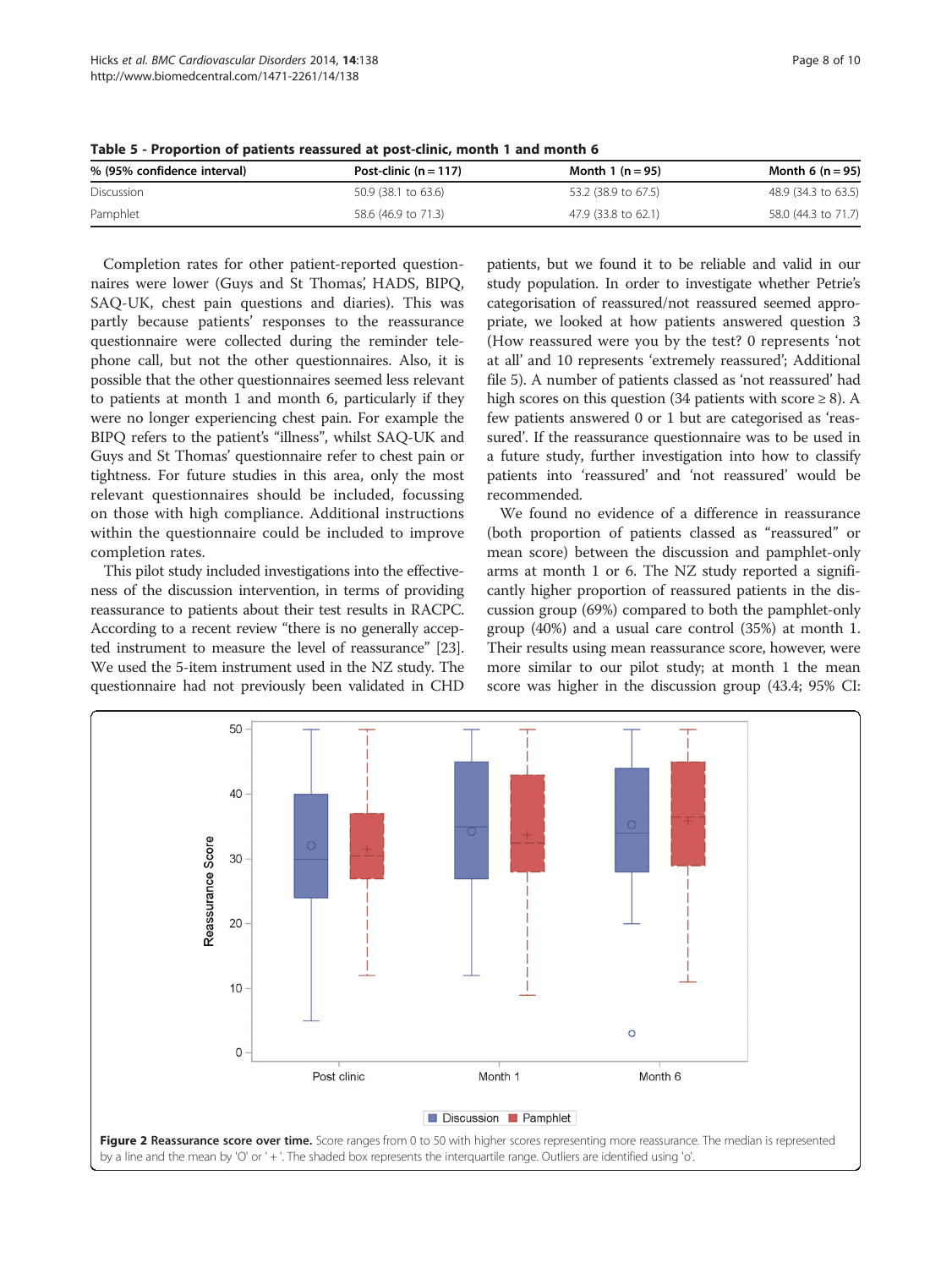**Table 5 - Proportion of patients reassured at post-clinic, month 1 and month 6**

| % (95% confidence interval) | Post-clinic (n = 117) | Month 1 (n = 95) | Month 6 (n = 95) |
|---|---|---|---|
| Discussion | 50.9 (38.1 to 63.6) | 53.2 (38.9 to 67.5) | 48.9 (34.3 to 63.5) |
| Pamphlet | 58.6 (46.9 to 71.3) | 47.9 (33.8 to 62.1) | 58.0 (44.3 to 71.7) |

Completion rates for other patient-reported questionnaires were lower (Guys and St Thomas', HADS, BIPQ, SAQ-UK, chest pain questions and diaries). This was partly because patients' responses to the reassurance questionnaire were collected during the reminder telephone call, but not the other questionnaires. Also, it is possible that the other questionnaires seemed less relevant to patients at month 1 and month 6, particularly if they were no longer experiencing chest pain. For example the BIPQ refers to the patient's "illness", whilst SAQ-UK and Guys and St Thomas' questionnaire refer to chest pain or tightness. For future studies in this area, only the most relevant questionnaires should be included, focussing on those with high compliance. Additional instructions within the questionnaire could be included to improve completion rates.

This pilot study included investigations into the effectiveness of the discussion intervention, in terms of providing reassurance to patients about their test results in RACPC. According to a recent review "there is no generally accepted instrument to measure the level of reassurance" [23]. We used the 5-item instrument used in the NZ study. The questionnaire had not previously been validated in CHD patients, but we found it to be reliable and valid in our study population. In order to investigate whether Petrie's categorisation of reassured/not reassured seemed appropriate, we looked at how patients answered question 3 (How reassured were you by the test? 0 represents 'not at all' and 10 represents 'extremely reassured'; Additional file 5). A number of patients classed as 'not reassured' had high scores on this question (34 patients with score ≥ 8). A few patients answered 0 or 1 but are categorised as 'reassured'. If the reassurance questionnaire was to be used in a future study, further investigation into how to classify patients into 'reassured' and 'not reassured' would be recommended.

We found no evidence of a difference in reassurance (both proportion of patients classed as "reassured" or mean score) between the discussion and pamphlet-only arms at month 1 or 6. The NZ study reported a significantly higher proportion of reassured patients in the discussion group (69%) compared to both the pamphlet-only group (40%) and a usual care control (35%) at month 1. Their results using mean reassurance score, however, were more similar to our pilot study; at month 1 the mean score was higher in the discussion group (43.4; 95% CI:

**Figure 2 Reassurance score over time.** Score ranges from 0 to 50 with higher scores representing more reassurance. The median is represented by a line and the mean by 'O' or '+'. The shaded box represents the interquartile range. Outliers are identified using 'o'.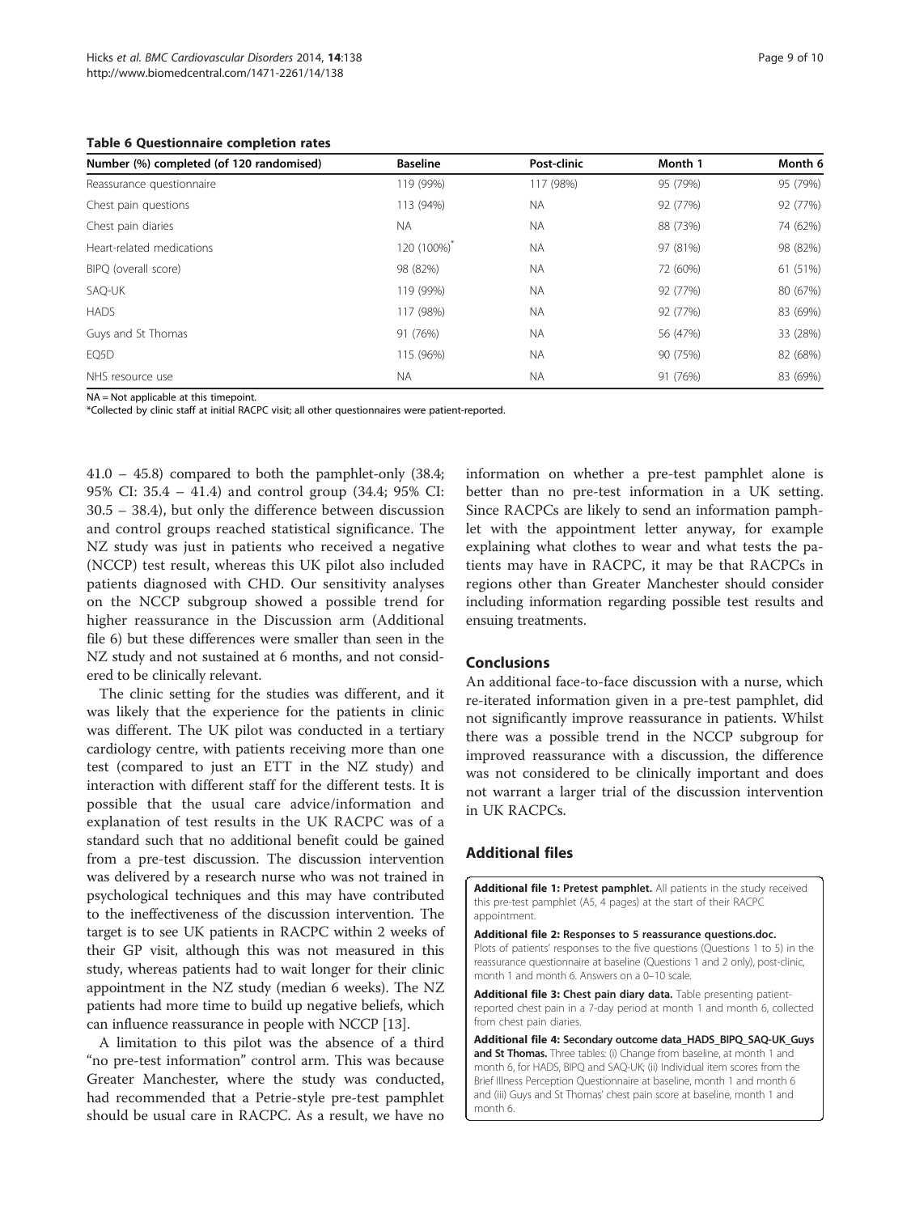**Table 6 Questionnaire completion rates**

| Number (%) completed (of 120 randomised) | Baseline | Post-clinic | Month 1 | Month 6 |
|---|---|---|---|---|
| Reassurance questionnaire | 119 (99%) | 117 (98%) | 95 (79%) | 95 (79%) |
| Chest pain questions | 113 (94%) | NA | 92 (77%) | 92 (77%) |
| Chest pain diaries | NA | NA | 88 (73%) | 74 (62%) |
| Heart-related medications | 120 (100%)* | NA | 97 (81%) | 98 (82%) |
| BIPQ (overall score) | 98 (82%) | NA | 72 (60%) | 61 (51%) |
| SAQ-UK | 119 (99%) | NA | 92 (77%) | 80 (67%) |
| HADS | 117 (98%) | NA | 92 (77%) | 83 (69%) |
| Guys and St Thomas | 91 (76%) | NA | 56 (47%) | 33 (28%) |
| EQ5D | 115 (96%) | NA | 90 (75%) | 82 (68%) |
| NHS resource use | NA | NA | 91 (76%) | 83 (69%) |

NA = Not applicable at this timepoint.
*Collected by clinic staff at initial RACPC visit; all other questionnaires were patient-reported.

41.0 – 45.8) compared to both the pamphlet-only (38.4; 95% CI: 35.4 – 41.4) and control group (34.4; 95% CI: 30.5 – 38.4), but only the difference between discussion and control groups reached statistical significance. The NZ study was just in patients who received a negative (NCCP) test result, whereas this UK pilot also included patients diagnosed with CHD. Our sensitivity analyses on the NCCP subgroup showed a possible trend for higher reassurance in the Discussion arm (Additional file 6) but these differences were smaller than seen in the NZ study and not sustained at 6 months, and not considered to be clinically relevant.

The clinic setting for the studies was different, and it was likely that the experience for the patients in clinic was different. The UK pilot was conducted in a tertiary cardiology centre, with patients receiving more than one test (compared to just an ETT in the NZ study) and interaction with different staff for the different tests. It is possible that the usual care advice/information and explanation of test results in the UK RACPC was of a standard such that no additional benefit could be gained from a pre-test discussion. The discussion intervention was delivered by a research nurse who was not trained in psychological techniques and this may have contributed to the ineffectiveness of the discussion intervention. The target is to see UK patients in RACPC within 2 weeks of their GP visit, although this was not measured in this study, whereas patients had to wait longer for their clinic appointment in the NZ study (median 6 weeks). The NZ patients had more time to build up negative beliefs, which can influence reassurance in people with NCCP [13].

A limitation to this pilot was the absence of a third "no pre-test information" control arm. This was because Greater Manchester, where the study was conducted, had recommended that a Petrie-style pre-test pamphlet should be usual care in RACPC. As a result, we have no information on whether a pre-test pamphlet alone is better than no pre-test information in a UK setting. Since RACPCs are likely to send an information pamphlet with the appointment letter anyway, for example explaining what clothes to wear and what tests the patients may have in RACPC, it may be that RACPCs in regions other than Greater Manchester should consider including information regarding possible test results and ensuing treatments.

## Conclusions

An additional face-to-face discussion with a nurse, which re-iterated information given in a pre-test pamphlet, did not significantly improve reassurance in patients. Whilst there was a possible trend in the NCCP subgroup for improved reassurance with a discussion, the difference was not considered to be clinically important and does not warrant a larger trial of the discussion intervention in UK RACPCs.

## Additional files

**Additional file 1: Pretest pamphlet.** All patients in the study received this pre-test pamphlet (A5, 4 pages) at the start of their RACPC appointment.

**Additional file 2: Responses to 5 reassurance questions.doc.** Plots of patients' responses to the five questions (Questions 1 to 5) in the reassurance questionnaire at baseline (Questions 1 and 2 only), post-clinic, month 1 and month 6. Answers on a 0–10 scale.

**Additional file 3: Chest pain diary data.** Table presenting patient-reported chest pain in a 7-day period at month 1 and month 6, collected from chest pain diaries.

**Additional file 4: Secondary outcome data_HADS_BIPQ_SAQ-UK_Guys and St Thomas.** Three tables: (i) Change from baseline, at month 1 and month 6, for HADS, BIPQ and SAQ-UK; (ii) Individual item scores from the Brief Illness Perception Questionnaire at baseline, month 1 and month 6 and (iii) Guys and St Thomas' chest pain score at baseline, month 1 and month 6.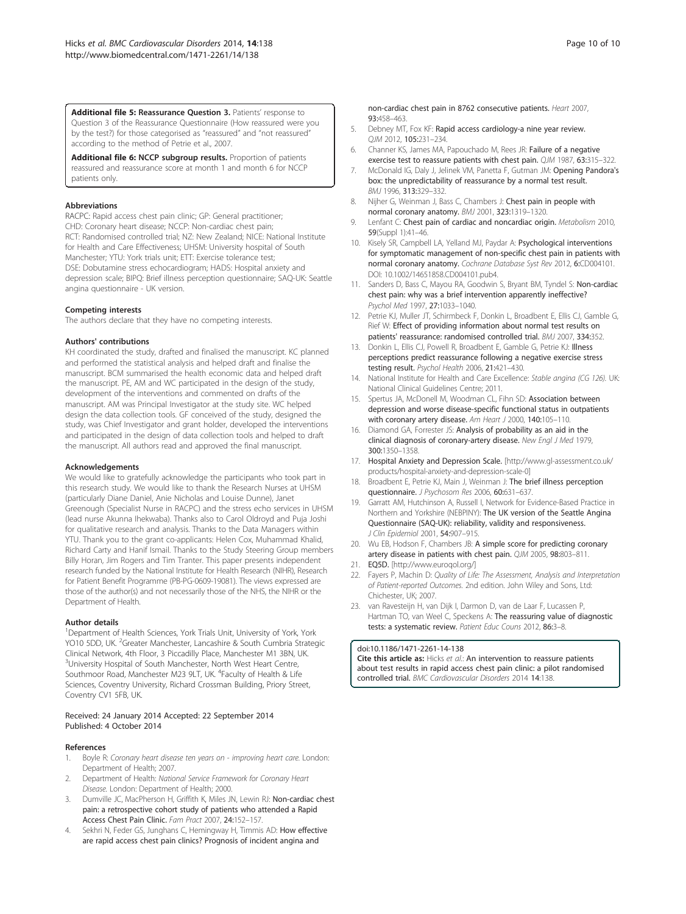**Additional file 5: Reassurance Question 3.** Patients' response to Question 3 of the Reassurance Questionnaire (How reassured were you by the test?) for those categorised as "reassured" and "not reassured" according to the method of Petrie et al., 2007.

**Additional file 6: NCCP subgroup results.** Proportion of patients reassured and reassurance score at month 1 and month 6 for NCCP patients only.

#### Abbreviations

RACPC: Rapid access chest pain clinic; GP: General practitioner; CHD: Coronary heart disease; NCCP: Non-cardiac chest pain; RCT: Randomised controlled trial; NZ: New Zealand; NICE: National Institute for Health and Care Effectiveness; UHSM: University hospital of South Manchester; YTU: York trials unit; ETT: Exercise tolerance test; DSE: Dobutamine stress echocardiogram; HADS: Hospital anxiety and depression scale; BIPQ: Brief illness perception questionnaire; SAQ-UK: Seattle angina questionnaire - UK version.

#### Competing interests

The authors declare that they have no competing interests.

#### Authors' contributions

KH coordinated the study, drafted and finalised the manuscript. KC planned and performed the statistical analysis and helped draft and finalise the manuscript. BCM summarised the health economic data and helped draft the manuscript. PE, AM and WC participated in the design of the study, development of the interventions and commented on drafts of the manuscript. AM was Principal Investigator at the study site. WC helped design the data collection tools. GF conceived of the study, designed the study, was Chief Investigator and grant holder, developed the interventions and participated in the design of data collection tools and helped to draft the manuscript. All authors read and approved the final manuscript.

#### Acknowledgements

We would like to gratefully acknowledge the participants who took part in this research study. We would like to thank the Research Nurses at UHSM (particularly Diane Daniel, Anie Nicholas and Louise Dunne), Janet Greenough (Specialist Nurse in RACPC) and the stress echo services in UHSM (lead nurse Akunna Ihekwaba). Thanks also to Carol Oldroyd and Puja Joshi for qualitative research and analysis. Thanks to the Data Managers within YTU. Thank you to the grant co-applicants: Helen Cox, Muhammad Khalid, Richard Carty and Hanif Ismail. Thanks to the Study Steering Group members Billy Horan, Jim Rogers and Tim Tranter. This paper presents independent research funded by the National Institute for Health Research (NIHR), Research for Patient Benefit Programme (PB-PG-0609-19081). The views expressed are those of the author(s) and not necessarily those of the NHS, the NIHR or the Department of Health.

#### Author details

[1]Department of Health Sciences, York Trials Unit, University of York, York YO10 5DD, UK. [2]Greater Manchester, Lancashire & South Cumbria Strategic Clinical Network, 4th Floor, 3 Piccadilly Place, Manchester M1 3BN, UK. [3]University Hospital of South Manchester, North West Heart Centre, Southmoor Road, Manchester M23 9LT, UK. [4]Faculty of Health & Life Sciences, Coventry University, Richard Crossman Building, Priory Street, Coventry CV1 5FB, UK.

Received: 24 January 2014 Accepted: 22 September 2014
Published: 4 October 2014

#### References

1. Boyle R: *Coronary heart disease ten years on - improving heart care.* London: Department of Health; 2007.
2. Department of Health: *National Service Framework for Coronary Heart Disease.* London: Department of Health; 2000.
3. Dumville JC, MacPherson H, Griffith K, Miles JN, Lewin RJ: **Non-cardiac chest pain: a retrospective cohort study of patients who attended a Rapid Access Chest Pain Clinic.** *Fam Pract* 2007, **24:**152–157.
4. Sekhri N, Feder GS, Junghans C, Hemingway H, Timmis AD: **How effective are rapid access chest pain clinics? Prognosis of incident angina and non-cardiac chest pain in 8762 consecutive patients.** *Heart* 2007, **93:**458–463.
5. Debney MT, Fox KF: **Rapid access cardiology-a nine year review.** *QJM* 2012, **105:**231–234.
6. Channer KS, James MA, Papouchado M, Rees JR: **Failure of a negative exercise test to reassure patients with chest pain.** *QJM* 1987, **63:**315–322.
7. McDonald IG, Daly J, Jelinek VM, Panetta F, Gutman JM: **Opening Pandora's box: the unpredictability of reassurance by a normal test result.** *BMJ* 1996, **313:**329–332.
8. Nijher G, Weinman J, Bass C, Chambers J: **Chest pain in people with normal coronary anatomy.** *BMJ* 2001, **323:**1319–1320.
9. Lenfant C: **Chest pain of cardiac and noncardiac origin.** *Metabolism* 2010, **59**(Suppl 1):41–46.
10. Kisely SR, Campbell LA, Yelland MJ, Paydar A: **Psychological interventions for symptomatic management of non-specific chest pain in patients with normal coronary anatomy.** *Cochrane Database Syst Rev* 2012, **6:**CD004101. DOI: 10.1002/14651858.CD004101.pub4.
11. Sanders D, Bass C, Mayou RA, Goodwin S, Bryant BM, Tyndel S: **Non-cardiac chest pain: why was a brief intervention apparently ineffective?** *Psychol Med* 1997, **27:**1033–1040.
12. Petrie KJ, Muller JT, Schirmbeck F, Donkin L, Broadbent E, Ellis CJ, Gamble G, Rief W: **Effect of providing information about normal test results on patients' reassurance: randomised controlled trial.** *BMJ* 2007, **334:**352.
13. Donkin L, Ellis CJ, Powell R, Broadbent E, Gamble G, Petrie KJ: **Illness perceptions predict reassurance following a negative exercise stress testing result.** *Psychol Health* 2006, **21:**421–430.
14. National Institute for Health and Care Excellence: *Stable angina (CG 126).* UK: National Clinical Guidelines Centre; 2011.
15. Spertus JA, McDonell M, Woodman CL, Fihn SD: **Association between depression and worse disease-specific functional status in outpatients with coronary artery disease.** *Am Heart J* 2000, **140:**105–110.
16. Diamond GA, Forrester JS: **Analysis of probability as an aid in the clinical diagnosis of coronary-artery disease.** *New Engl J Med* 1979, **300:**1350–1358.
17. **Hospital Anxiety and Depression Scale.** [http://www.gl-assessment.co.uk/products/hospital-anxiety-and-depression-scale-0]
18. Broadbent E, Petrie KJ, Main J, Weinman J: **The brief illness perception questionnaire.** *J Psychosom Res* 2006, **60:**631–637.
19. Garratt AM, Hutchinson A, Russell I, Network for Evidence-Based Practice in Northern and Yorkshire (NEBPINY): **The UK version of the Seattle Angina Questionnaire (SAQ-UK): reliability, validity and responsiveness.** *J Clin Epidemiol* 2001, **54:**907–915.
20. Wu EB, Hodson F, Chambers JB: **A simple score for predicting coronary artery disease in patients with chest pain.** *QJM* 2005, **98:**803–811.
21. **EQ5D.** [http://www.euroqol.org/]
22. Fayers P, Machin D: *Quality of Life: The Assessment, Analysis and Interpretation of Patient-reported Outcomes.* 2nd edition. John Wiley and Sons, Ltd: Chichester, UK; 2007.
23. van Ravesteijn H, van Dijk I, Darmon D, van de Laar F, Lucassen P, Hartman TO, van Weel C, Speckens A: **The reassuring value of diagnostic tests: a systematic review.** *Patient Educ Couns* 2012, **86:**3–8.

doi:10.1186/1471-2261-14-138
**Cite this article as:** Hicks *et al.*: An intervention to reassure patients about test results in rapid access chest pain clinic: a pilot randomised controlled trial. *BMC Cardiovascular Disorders* 2014 **14**:138.